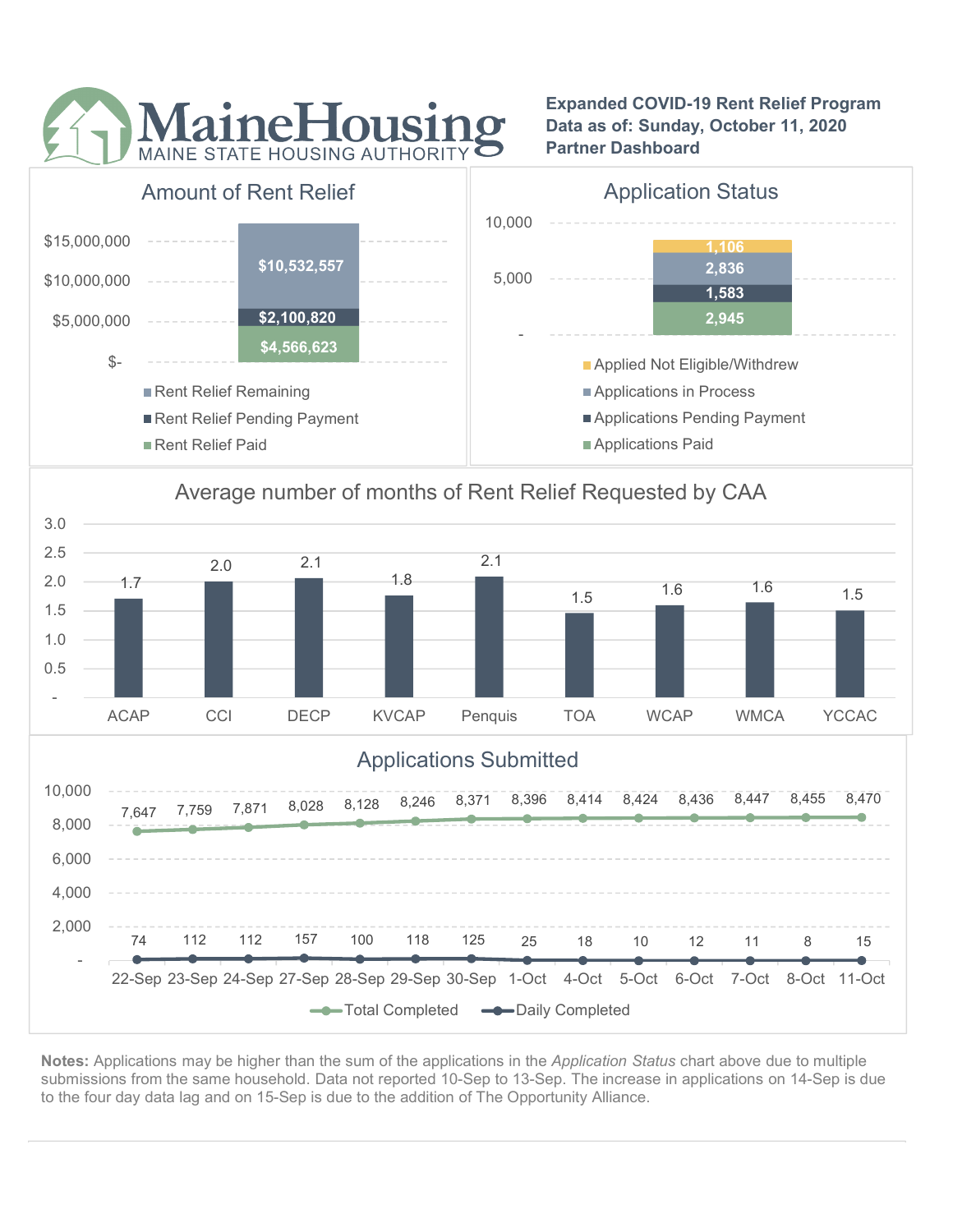# MaineHousing
MAINE STATE HOUSING AUTHORITY

**Expanded COVID-19 Rent Relief Program**
**Data as of: Sunday, October 11, 2020**
**Partner Dashboard**

## Amount of Rent Relief

| Category | Amount |
|---|---|
| Rent Relief Remaining | $10,532,557 |
| Rent Relief Pending Payment | $2,100,820 |
| Rent Relief Paid | $4,566,623 |

## Application Status

| Category | Count |
|---|---|
| Applied Not Eligible/Withdrew | 1,106 |
| Applications in Process | 2,836 |
| Applications Pending Payment | 1,583 |
| Applications Paid | 2,945 |

## Average number of months of Rent Relief Requested by CAA

| CAA | Average Months |
|---|---|
| ACAP | 1.7 |
| CCI | 2.0 |
| DECP | 2.1 |
| KVCAP | 1.8 |
| Penquis | 2.1 |
| TOA | 1.5 |
| WCAP | 1.6 |
| WMCA | 1.6 |
| YCCAC | 1.5 |

## Applications Submitted

| Date | Total Completed | Daily Completed |
|---|---|---|
| 22-Sep | 7,647 | 74 |
| 23-Sep | 7,759 | 112 |
| 24-Sep | 7,871 | 112 |
| 27-Sep | 8,028 | 157 |
| 28-Sep | 8,128 | 100 |
| 29-Sep | 8,246 | 118 |
| 30-Sep | 8,371 | 125 |
| 1-Oct | 8,396 | 25 |
| 4-Oct | 8,414 | 18 |
| 5-Oct | 8,424 | 10 |
| 6-Oct | 8,436 | 12 |
| 7-Oct | 8,447 | 11 |
| 8-Oct | 8,455 | 8 |
| 11-Oct | 8,470 | 15 |

**Notes:** Applications may be higher than the sum of the applications in the *Application Status* chart above due to multiple submissions from the same household. Data not reported 10-Sep to 13-Sep. The increase in applications on 14-Sep is due to the four day data lag and on 15-Sep is due to the addition of The Opportunity Alliance.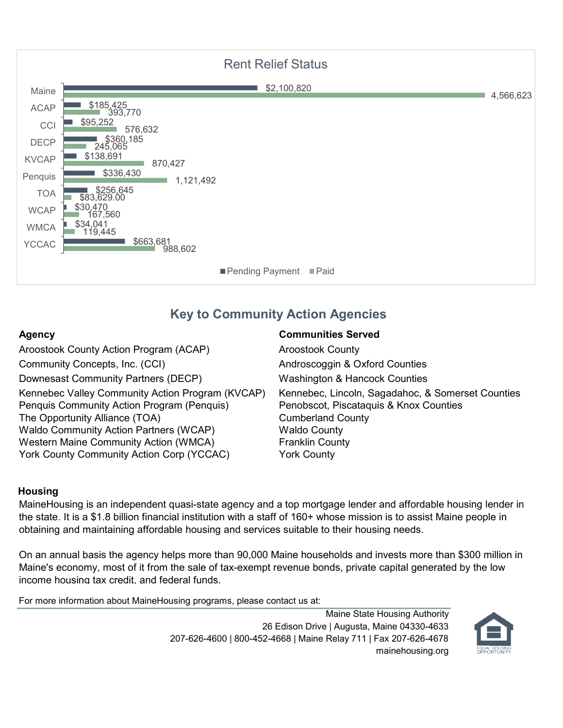## Rent Relief Status

Maine $2,100,820 4,566,623
ACAP $185,425 393,770
CCI $95,252 576,632
DECP $360,185 245,065
KVCAP $138,691 870,427
Penquis $336,430 1,121,492
TOA $256,645 $83,629.00
WCAP $30,470 167,560
WMCA $34,041 119,445
YCCAC $663,681 988,602

Pending Payment Paid

## Key to Community Action Agencies

| Agency | Communities Served |
|---|---|
| Aroostook County Action Program (ACAP) | Aroostook County |
| Community Concepts, Inc. (CCI) | Androscoggin & Oxford Counties |
| Downesast Community Partners (DECP) | Washington & Hancock Counties |
| Kennebec Valley Community Action Program (KVCAP) | Kennebec, Lincoln, Sagadahoc, & Somerset Counties |
| Penquis Community Action Program (Penquis) | Penobscot, Piscataquis & Knox Counties |
| The Opportunity Alliance (TOA) | Cumberland County |
| Waldo Community Action Partners (WCAP) | Waldo County |
| Western Maine Community Action (WMCA) | Franklin County |
| York County Community Action Corp (YCCAC) | York County |

### Housing

MaineHousing is an independent quasi-state agency and a top mortgage lender and affordable housing lender in the state. It is a $1.8 billion financial institution with a staff of 160+ whose mission is to assist Maine people in obtaining and maintaining affordable housing and services suitable to their housing needs.

On an annual basis the agency helps more than 90,000 Maine households and invests more than $300 million in Maine's economy, most of it from the sale of tax-exempt revenue bonds, private capital generated by the low income housing tax credit, and federal funds.

For more information about MaineHousing programs, please contact us at:

Maine State Housing Authority
26 Edison Drive | Augusta, Maine 04330-4633
207-626-4600 | 800-452-4668 | Maine Relay 711 | Fax 207-626-4678
mainehousing.org

EQUAL HOUSING OPPORTUNITY